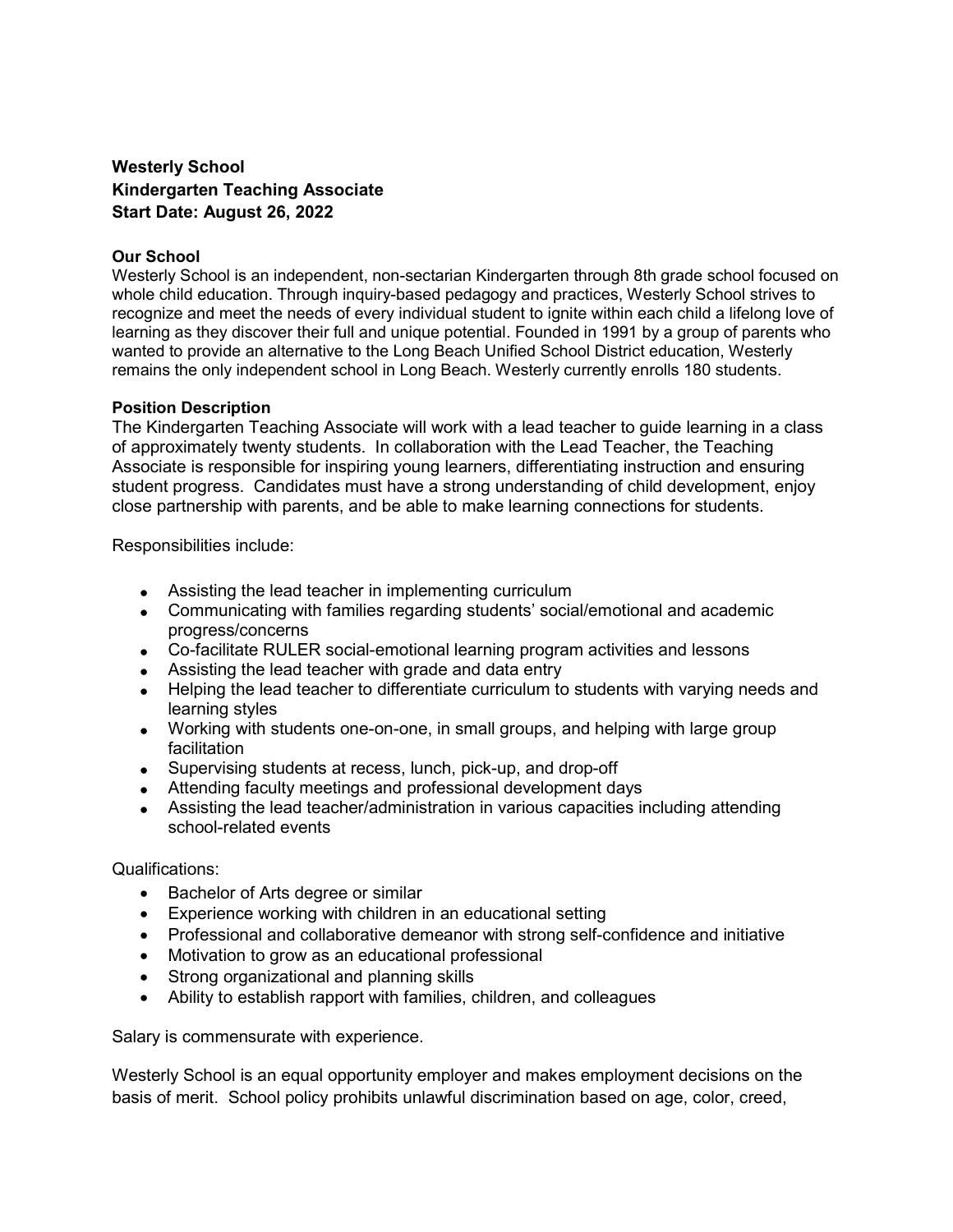**Westerly School**
**Kindergarten Teaching Associate**
**Start Date: August 26, 2022**

**Our School**

Westerly School is an independent, non-sectarian Kindergarten through 8th grade school focused on whole child education. Through inquiry-based pedagogy and practices, Westerly School strives to recognize and meet the needs of every individual student to ignite within each child a lifelong love of learning as they discover their full and unique potential. Founded in 1991 by a group of parents who wanted to provide an alternative to the Long Beach Unified School District education, Westerly remains the only independent school in Long Beach. Westerly currently enrolls 180 students.

**Position Description**

The Kindergarten Teaching Associate will work with a lead teacher to guide learning in a class of approximately twenty students. In collaboration with the Lead Teacher, the Teaching Associate is responsible for inspiring young learners, differentiating instruction and ensuring student progress. Candidates must have a strong understanding of child development, enjoy close partnership with parents, and be able to make learning connections for students.

Responsibilities include:

- Assisting the lead teacher in implementing curriculum
- Communicating with families regarding students' social/emotional and academic progress/concerns
- Co-facilitate RULER social-emotional learning program activities and lessons
- Assisting the lead teacher with grade and data entry
- Helping the lead teacher to differentiate curriculum to students with varying needs and learning styles
- Working with students one-on-one, in small groups, and helping with large group facilitation
- Supervising students at recess, lunch, pick-up, and drop-off
- Attending faculty meetings and professional development days
- Assisting the lead teacher/administration in various capacities including attending school-related events

Qualifications:

- Bachelor of Arts degree or similar
- Experience working with children in an educational setting
- Professional and collaborative demeanor with strong self-confidence and initiative
- Motivation to grow as an educational professional
- Strong organizational and planning skills
- Ability to establish rapport with families, children, and colleagues

Salary is commensurate with experience.

Westerly School is an equal opportunity employer and makes employment decisions on the basis of merit. School policy prohibits unlawful discrimination based on age, color, creed,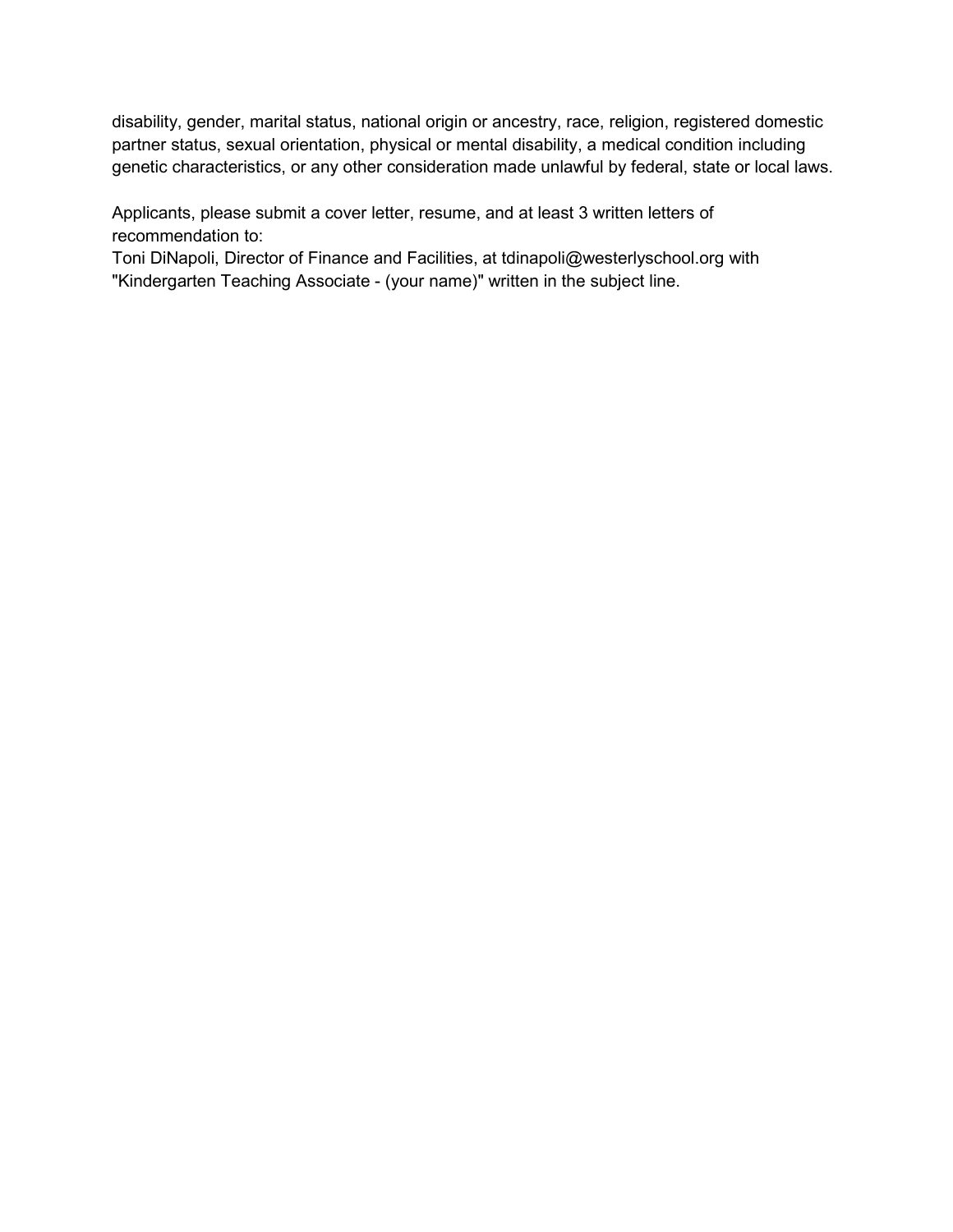disability, gender, marital status, national origin or ancestry, race, religion, registered domestic partner status, sexual orientation, physical or mental disability, a medical condition including genetic characteristics, or any other consideration made unlawful by federal, state or local laws.

Applicants, please submit a cover letter, resume, and at least 3 written letters of recommendation to:
Toni DiNapoli, Director of Finance and Facilities, at tdinapoli@westerlyschool.org with "Kindergarten Teaching Associate - (your name)" written in the subject line.